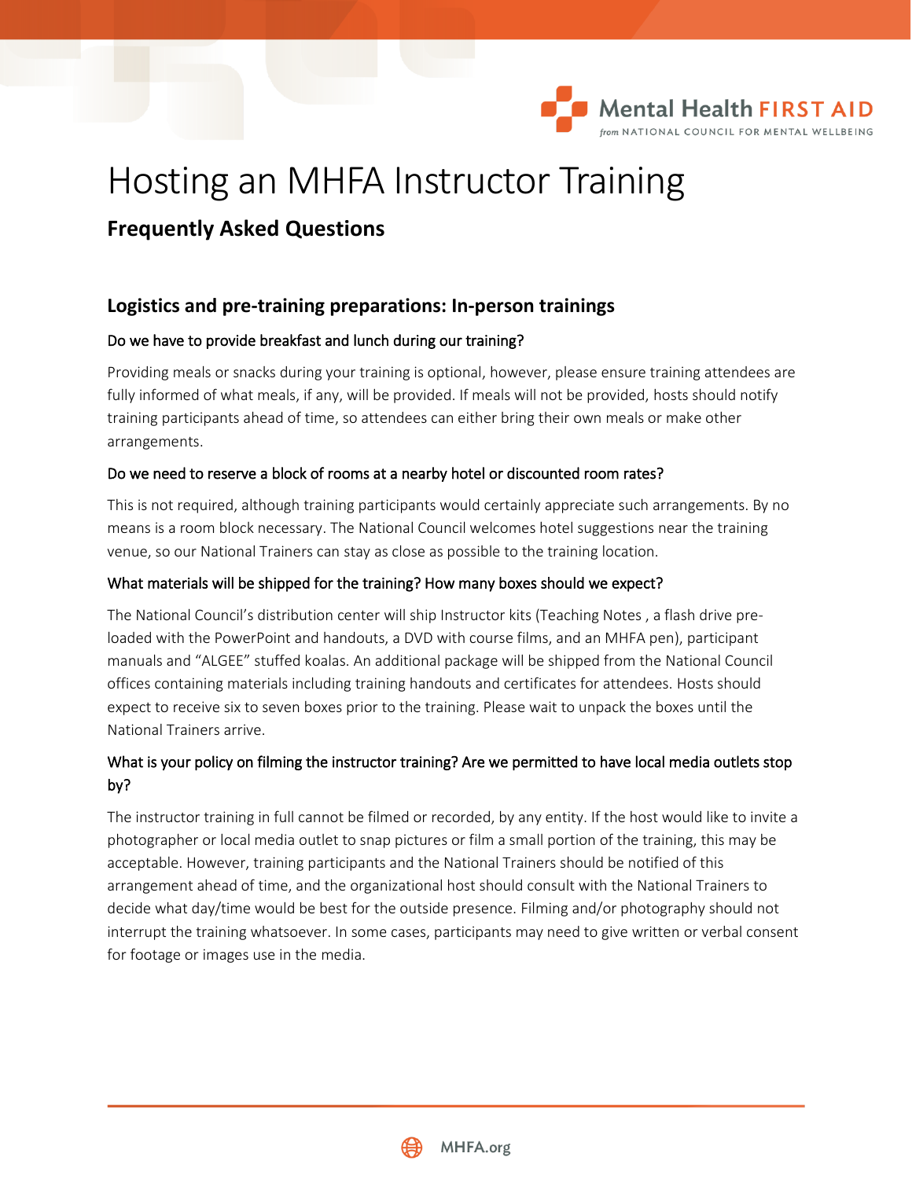# Hosting an MHFA Instructor Training

## Frequently Asked Questions

### Logistics and pre-training preparations: In-person trainings

**Do we have to provide breakfast and lunch during our training?**

Providing meals or snacks during your training is optional, however, please ensure training attendees are fully informed of what meals, if any, will be provided. If meals will not be provided, hosts should notify training participants ahead of time, so attendees can either bring their own meals or make other arrangements.

**Do we need to reserve a block of rooms at a nearby hotel or discounted room rates?**

This is not required, although training participants would certainly appreciate such arrangements. By no means is a room block necessary. The National Council welcomes hotel suggestions near the training venue, so our National Trainers can stay as close as possible to the training location.

**What materials will be shipped for the training? How many boxes should we expect?**

The National Council's distribution center will ship Instructor kits (Teaching Notes , a flash drive pre-loaded with the PowerPoint and handouts, a DVD with course films, and an MHFA pen), participant manuals and "ALGEE" stuffed koalas. An additional package will be shipped from the National Council offices containing materials including training handouts and certificates for attendees. Hosts should expect to receive six to seven boxes prior to the training. Please wait to unpack the boxes until the National Trainers arrive.

**What is your policy on filming the instructor training? Are we permitted to have local media outlets stop by?**

The instructor training in full cannot be filmed or recorded, by any entity. If the host would like to invite a photographer or local media outlet to snap pictures or film a small portion of the training, this may be acceptable. However, training participants and the National Trainers should be notified of this arrangement ahead of time, and the organizational host should consult with the National Trainers to decide what day/time would be best for the outside presence. Filming and/or photography should not interrupt the training whatsoever. In some cases, participants may need to give written or verbal consent for footage or images use in the media.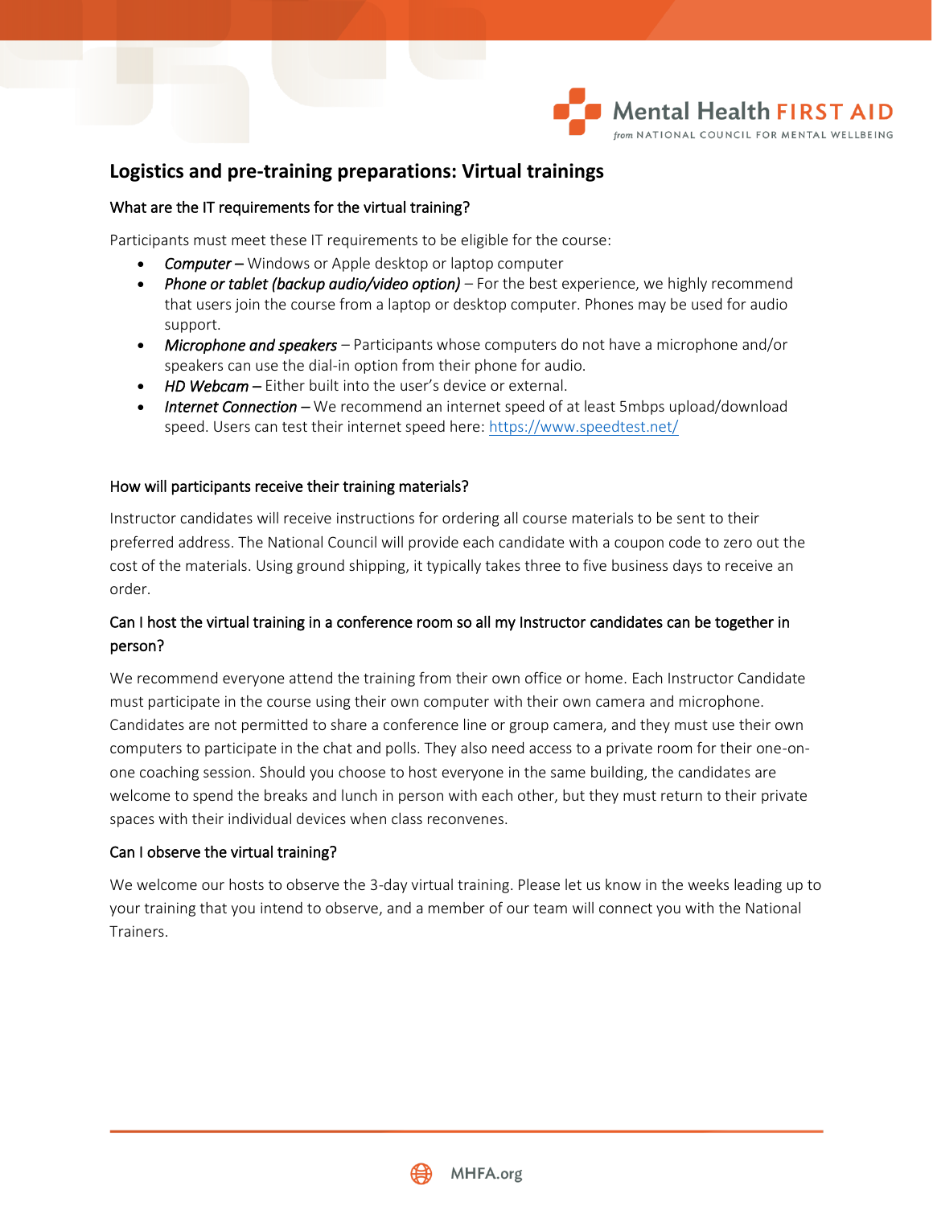## Logistics and pre-training preparations: Virtual trainings

### What are the IT requirements for the virtual training?

Participants must meet these IT requirements to be eligible for the course:

- ***Computer*** – Windows or Apple desktop or laptop computer
- ***Phone or tablet (backup audio/video option)*** – For the best experience, we highly recommend that users join the course from a laptop or desktop computer. Phones may be used for audio support.
- ***Microphone and speakers*** – Participants whose computers do not have a microphone and/or speakers can use the dial-in option from their phone for audio.
- ***HD Webcam*** – Either built into the user's device or external.
- ***Internet Connection*** – We recommend an internet speed of at least 5mbps upload/download speed. Users can test their internet speed here: [https://www.speedtest.net/](https://www.speedtest.net/)

### How will participants receive their training materials?

Instructor candidates will receive instructions for ordering all course materials to be sent to their preferred address. The National Council will provide each candidate with a coupon code to zero out the cost of the materials. Using ground shipping, it typically takes three to five business days to receive an order.

### Can I host the virtual training in a conference room so all my Instructor candidates can be together in person?

We recommend everyone attend the training from their own office or home. Each Instructor Candidate must participate in the course using their own computer with their own camera and microphone. Candidates are not permitted to share a conference line or group camera, and they must use their own computers to participate in the chat and polls. They also need access to a private room for their one-on-one coaching session. Should you choose to host everyone in the same building, the candidates are welcome to spend the breaks and lunch in person with each other, but they must return to their private spaces with their individual devices when class reconvenes.

### Can I observe the virtual training?

We welcome our hosts to observe the 3-day virtual training. Please let us know in the weeks leading up to your training that you intend to observe, and a member of our team will connect you with the National Trainers.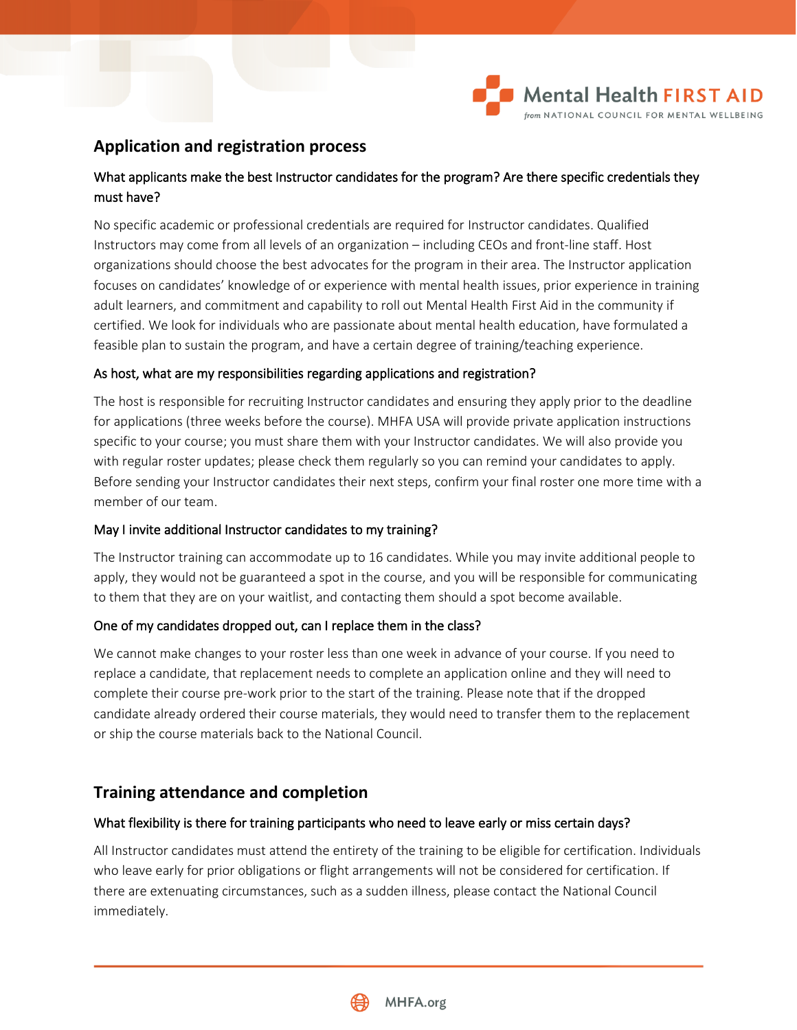## Application and registration process

### What applicants make the best Instructor candidates for the program? Are there specific credentials they must have?

No specific academic or professional credentials are required for Instructor candidates. Qualified Instructors may come from all levels of an organization – including CEOs and front-line staff. Host organizations should choose the best advocates for the program in their area. The Instructor application focuses on candidates' knowledge of or experience with mental health issues, prior experience in training adult learners, and commitment and capability to roll out Mental Health First Aid in the community if certified. We look for individuals who are passionate about mental health education, have formulated a feasible plan to sustain the program, and have a certain degree of training/teaching experience.

### As host, what are my responsibilities regarding applications and registration?

The host is responsible for recruiting Instructor candidates and ensuring they apply prior to the deadline for applications (three weeks before the course). MHFA USA will provide private application instructions specific to your course; you must share them with your Instructor candidates. We will also provide you with regular roster updates; please check them regularly so you can remind your candidates to apply. Before sending your Instructor candidates their next steps, confirm your final roster one more time with a member of our team.

### May I invite additional Instructor candidates to my training?

The Instructor training can accommodate up to 16 candidates. While you may invite additional people to apply, they would not be guaranteed a spot in the course, and you will be responsible for communicating to them that they are on your waitlist, and contacting them should a spot become available.

### One of my candidates dropped out, can I replace them in the class?

We cannot make changes to your roster less than one week in advance of your course. If you need to replace a candidate, that replacement needs to complete an application online and they will need to complete their course pre-work prior to the start of the training. Please note that if the dropped candidate already ordered their course materials, they would need to transfer them to the replacement or ship the course materials back to the National Council.

## Training attendance and completion

### What flexibility is there for training participants who need to leave early or miss certain days?

All Instructor candidates must attend the entirety of the training to be eligible for certification. Individuals who leave early for prior obligations or flight arrangements will not be considered for certification. If there are extenuating circumstances, such as a sudden illness, please contact the National Council immediately.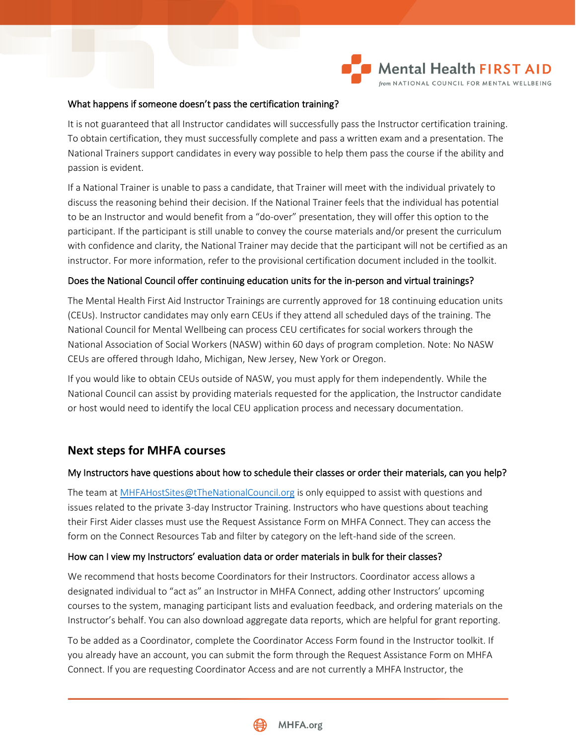#### What happens if someone doesn't pass the certification training?

It is not guaranteed that all Instructor candidates will successfully pass the Instructor certification training. To obtain certification, they must successfully complete and pass a written exam and a presentation. The National Trainers support candidates in every way possible to help them pass the course if the ability and passion is evident.

If a National Trainer is unable to pass a candidate, that Trainer will meet with the individual privately to discuss the reasoning behind their decision. If the National Trainer feels that the individual has potential to be an Instructor and would benefit from a "do-over" presentation, they will offer this option to the participant. If the participant is still unable to convey the course materials and/or present the curriculum with confidence and clarity, the National Trainer may decide that the participant will not be certified as an instructor. For more information, refer to the provisional certification document included in the toolkit.

#### Does the National Council offer continuing education units for the in-person and virtual trainings?

The Mental Health First Aid Instructor Trainings are currently approved for 18 continuing education units (CEUs). Instructor candidates may only earn CEUs if they attend all scheduled days of the training. The National Council for Mental Wellbeing can process CEU certificates for social workers through the National Association of Social Workers (NASW) within 60 days of program completion. Note: No NASW CEUs are offered through Idaho, Michigan, New Jersey, New York or Oregon.

If you would like to obtain CEUs outside of NASW, you must apply for them independently. While the National Council can assist by providing materials requested for the application, the Instructor candidate or host would need to identify the local CEU application process and necessary documentation.

## Next steps for MHFA courses

#### My Instructors have questions about how to schedule their classes or order their materials, can you help?

The team at [MHFAHostSites@tTheNationalCouncil.org](mailto:MHFAHostSites@tTheNationalCouncil.org) is only equipped to assist with questions and issues related to the private 3-day Instructor Training. Instructors who have questions about teaching their First Aider classes must use the Request Assistance Form on MHFA Connect. They can access the form on the Connect Resources Tab and filter by category on the left-hand side of the screen.

#### How can I view my Instructors' evaluation data or order materials in bulk for their classes?

We recommend that hosts become Coordinators for their Instructors. Coordinator access allows a designated individual to "act as" an Instructor in MHFA Connect, adding other Instructors' upcoming courses to the system, managing participant lists and evaluation feedback, and ordering materials on the Instructor's behalf. You can also download aggregate data reports, which are helpful for grant reporting.

To be added as a Coordinator, complete the Coordinator Access Form found in the Instructor toolkit. If you already have an account, you can submit the form through the Request Assistance Form on MHFA Connect. If you are requesting Coordinator Access and are not currently a MHFA Instructor, the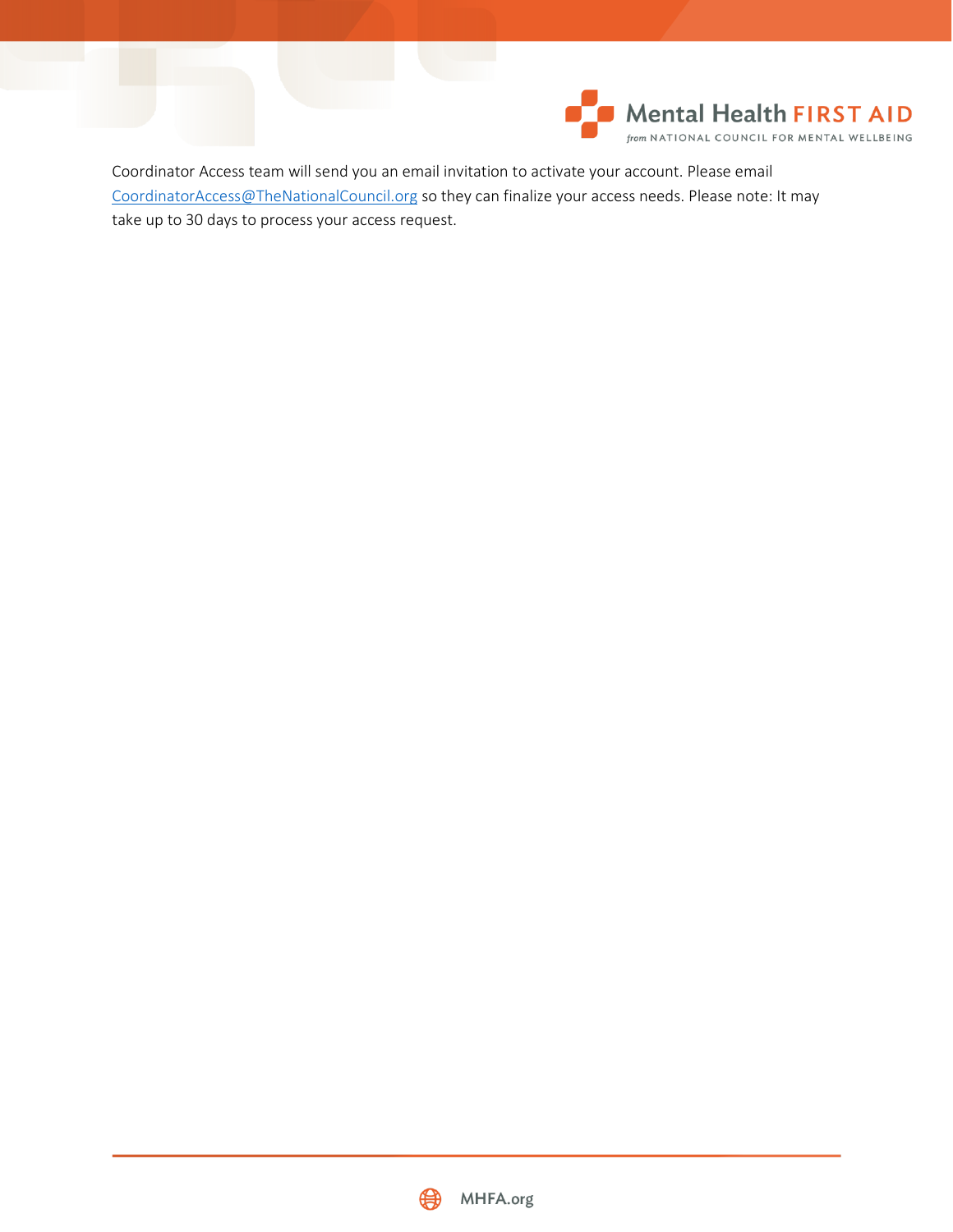Coordinator Access team will send you an email invitation to activate your account. Please email CoordinatorAccess@TheNationalCouncil.org so they can finalize your access needs. Please note: It may take up to 30 days to process your access request.